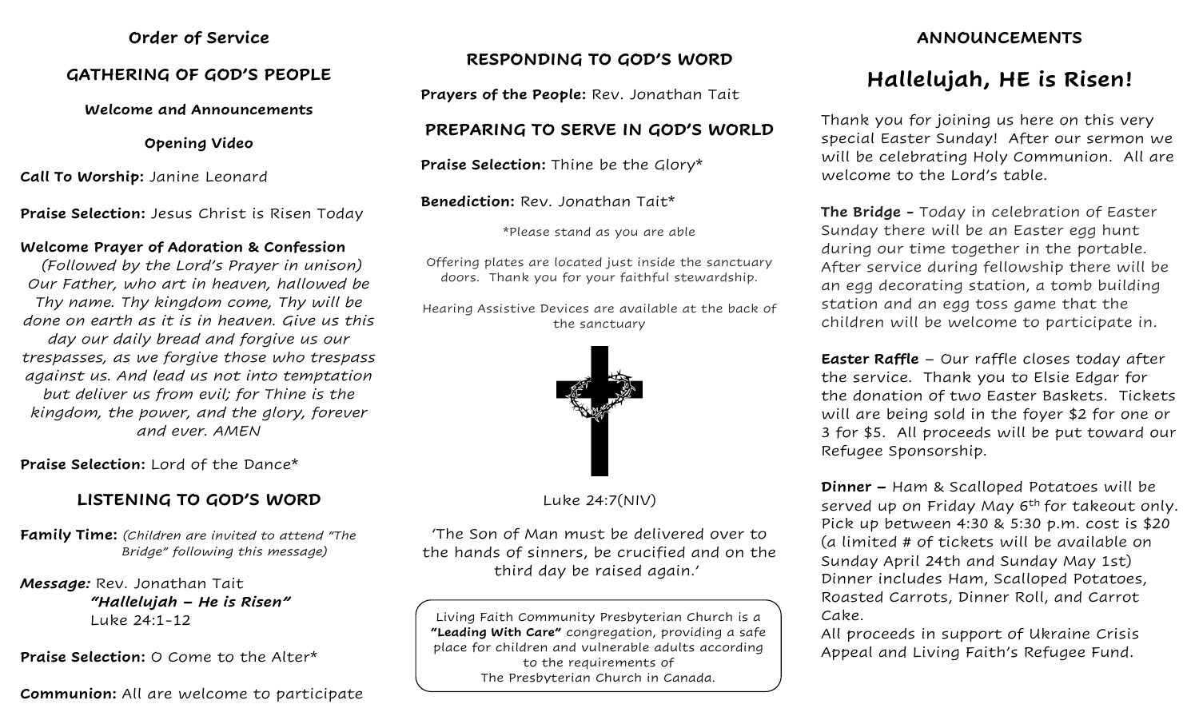## Order of Service

### GATHERING OF GOD'S PEOPLE

**Welcome and Announcements**

**Opening Video**

**Call To Worship:** Janine Leonard

**Praise Selection:** Jesus Christ is Risen Today

**Welcome Prayer of Adoration & Confession**
*(Followed by the Lord's Prayer in unison)*
*Our Father, who art in heaven, hallowed be Thy name. Thy kingdom come, Thy will be done on earth as it is in heaven. Give us this day our daily bread and forgive us our trespasses, as we forgive those who trespass against us. And lead us not into temptation but deliver us from evil; for Thine is the kingdom, the power, and the glory, forever and ever. AMEN*

**Praise Selection:** Lord of the Dance*

### LISTENING TO GOD'S WORD

**Family Time:** *(Children are invited to attend "The Bridge" following this message)*

***Message:*** Rev. Jonathan Tait
***"Hallelujah – He is Risen"***
Luke 24:1-12

**Praise Selection:** O Come to the Alter*

**Communion:** All are welcome to participate

### RESPONDING TO GOD'S WORD

**Prayers of the People:** Rev. Jonathan Tait

### PREPARING TO SERVE IN GOD'S WORLD

**Praise Selection:** Thine be the Glory*

**Benediction:** Rev. Jonathan Tait*

*Please stand as you are able

Offering plates are located just inside the sanctuary doors. Thank you for your faithful stewardship.

Hearing Assistive Devices are available at the back of the sanctuary

Luke 24:7(NIV)

'The Son of Man must be delivered over to the hands of sinners, be crucified and on the third day be raised again.'

Living Faith Community Presbyterian Church is a ***"Leading With Care"*** congregation, providing a safe place for children and vulnerable adults according to the requirements of The Presbyterian Church in Canada.

## ANNOUNCEMENTS

# Hallelujah, HE is Risen!

Thank you for joining us here on this very special Easter Sunday! After our sermon we will be celebrating Holy Communion. All are welcome to the Lord's table.

**The Bridge -** Today in celebration of Easter Sunday there will be an Easter egg hunt during our time together in the portable. After service during fellowship there will be an egg decorating station, a tomb building station and an egg toss game that the children will be welcome to participate in.

**Easter Raffle** – Our raffle closes today after the service. Thank you to Elsie Edgar for the donation of two Easter Baskets. Tickets will are being sold in the foyer $2 for one or 3 for $5. All proceeds will be put toward our Refugee Sponsorship.

**Dinner –** Ham & Scalloped Potatoes will be served up on Friday May 6th for takeout only. Pick up between 4:30 & 5:30 p.m. cost is $20 (a limited # of tickets will be available on Sunday April 24th and Sunday May 1st) Dinner includes Ham, Scalloped Potatoes, Roasted Carrots, Dinner Roll, and Carrot Cake.
All proceeds in support of Ukraine Crisis Appeal and Living Faith's Refugee Fund.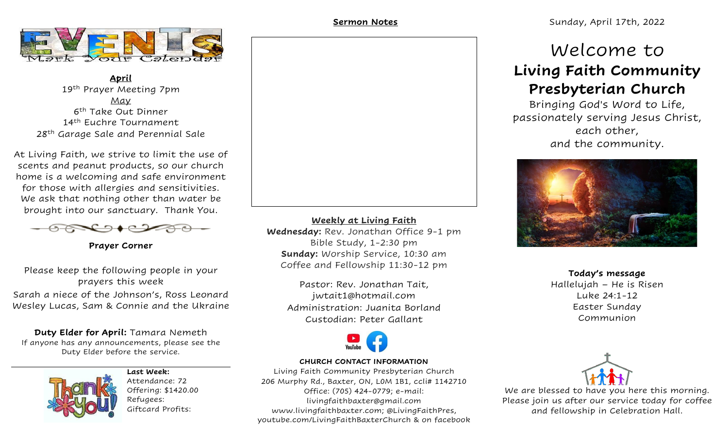## Events – Mark Your Calendar

**April**

19th Prayer Meeting 7pm

May

6th Take Out Dinner

14th Euchre Tournament

28th Garage Sale and Perennial Sale

At Living Faith, we strive to limit the use of scents and peanut products, so our church home is a welcoming and safe environment for those with allergies and sensitivities. We ask that nothing other than water be brought into our sanctuary. Thank You.

**Prayer Corner**

Please keep the following people in your prayers this week

Sarah a niece of the Johnson's, Ross Leonard Wesley Lucas, Sam & Connie and the Ukraine

**Duty Elder for April:** Tamara Nemeth

If anyone has any announcements, please see the Duty Elder before the service.

**Last Week:**

Attendance: 72

Offering: $1420.00

Refugees:

Giftcard Profits:

**Sermon Notes**

**Weekly at Living Faith**

**Wednesday:** Rev. Jonathan Office 9-1 pm

Bible Study, 1-2:30 pm

**Sunday:** Worship Service, 10:30 am

Coffee and Fellowship 11:30-12 pm

Pastor: Rev. Jonathan Tait,
jwtait1@hotmail.com

Administration: Juanita Borland

Custodian: Peter Gallant

**CHURCH CONTACT INFORMATION**

Living Faith Community Presbyterian Church

206 Murphy Rd., Baxter, ON, L0M 1B1, ccli# 1142710

Office: (705) 424-0779; e-mail: livingfaithbaxter@gmail.com

www.livingfaithbaxter.com; @LivingFaithPres,
youtube.com/LivingFaithBaxterChurch & on facebook

Sunday, April 17th, 2022

# Welcome to
# **Living Faith Community Presbyterian Church**

Bringing God's Word to Life,
passionately serving Jesus Christ,
each other,
and the community.

**Today's message**

Hallelujah – He is Risen

Luke 24:1-12

Easter Sunday

Communion

We are blessed to have you here this morning. Please join us after our service today for coffee and fellowship in Celebration Hall.